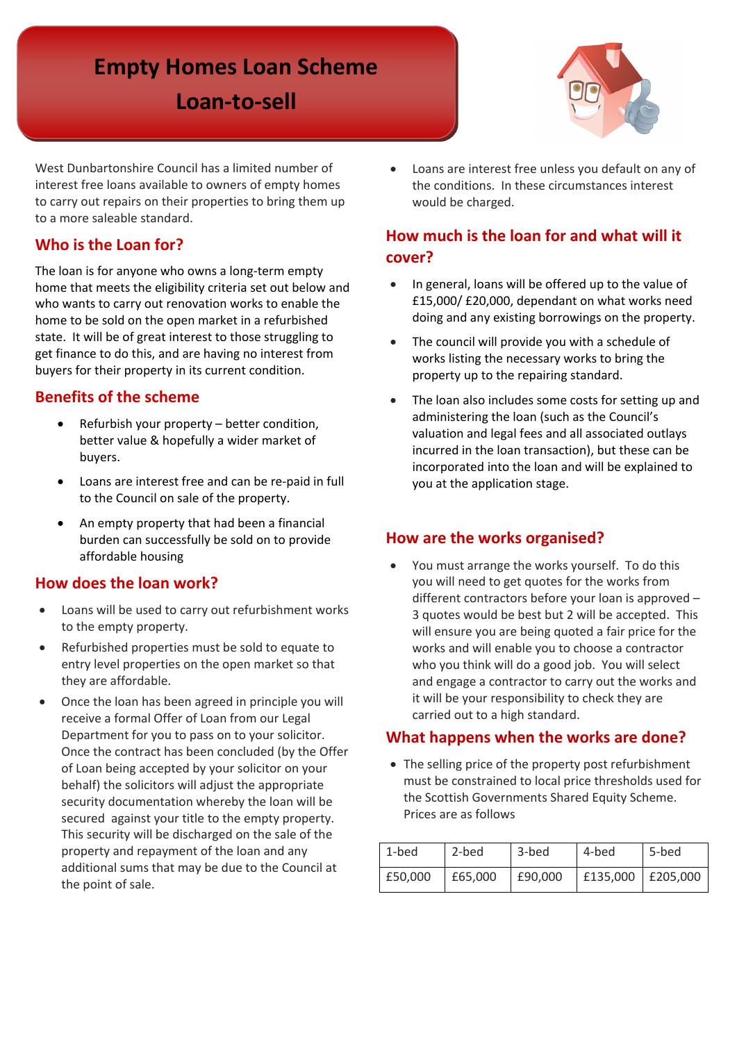# Empty Homes Loan Scheme
# Loan-to-sell

West Dunbartonshire Council has a limited number of interest free loans available to owners of empty homes to carry out repairs on their properties to bring them up to a more saleable standard.

## Who is the Loan for?

The loan is for anyone who owns a long-term empty home that meets the eligibility criteria set out below and who wants to carry out renovation works to enable the home to be sold on the open market in a refurbished state. It will be of great interest to those struggling to get finance to do this, and are having no interest from buyers for their property in its current condition.

## Benefits of the scheme

- Refurbish your property – better condition, better value & hopefully a wider market of buyers.
- Loans are interest free and can be re-paid in full to the Council on sale of the property.
- An empty property that had been a financial burden can successfully be sold on to provide affordable housing

## How does the loan work?

- Loans will be used to carry out refurbishment works to the empty property.
- Refurbished properties must be sold to equate to entry level properties on the open market so that they are affordable.
- Once the loan has been agreed in principle you will receive a formal Offer of Loan from our Legal Department for you to pass on to your solicitor. Once the contract has been concluded (by the Offer of Loan being accepted by your solicitor on your behalf) the solicitors will adjust the appropriate security documentation whereby the loan will be secured against your title to the empty property. This security will be discharged on the sale of the property and repayment of the loan and any additional sums that may be due to the Council at the point of sale.
- Loans are interest free unless you default on any of the conditions. In these circumstances interest would be charged.

## How much is the loan for and what will it cover?

- In general, loans will be offered up to the value of £15,000/ £20,000, dependant on what works need doing and any existing borrowings on the property.
- The council will provide you with a schedule of works listing the necessary works to bring the property up to the repairing standard.
- The loan also includes some costs for setting up and administering the loan (such as the Council's valuation and legal fees and all associated outlays incurred in the loan transaction), but these can be incorporated into the loan and will be explained to you at the application stage.

## How are the works organised?

- You must arrange the works yourself. To do this you will need to get quotes for the works from different contractors before your loan is approved – 3 quotes would be best but 2 will be accepted. This will ensure you are being quoted a fair price for the works and will enable you to choose a contractor who you think will do a good job. You will select and engage a contractor to carry out the works and it will be your responsibility to check they are carried out to a high standard.

## What happens when the works are done?

- The selling price of the property post refurbishment must be constrained to local price thresholds used for the Scottish Governments Shared Equity Scheme. Prices are as follows

| 1-bed | 2-bed | 3-bed | 4-bed | 5-bed |
|---|---|---|---|---|
| £50,000 | £65,000 | £90,000 | £135,000 | £205,000 |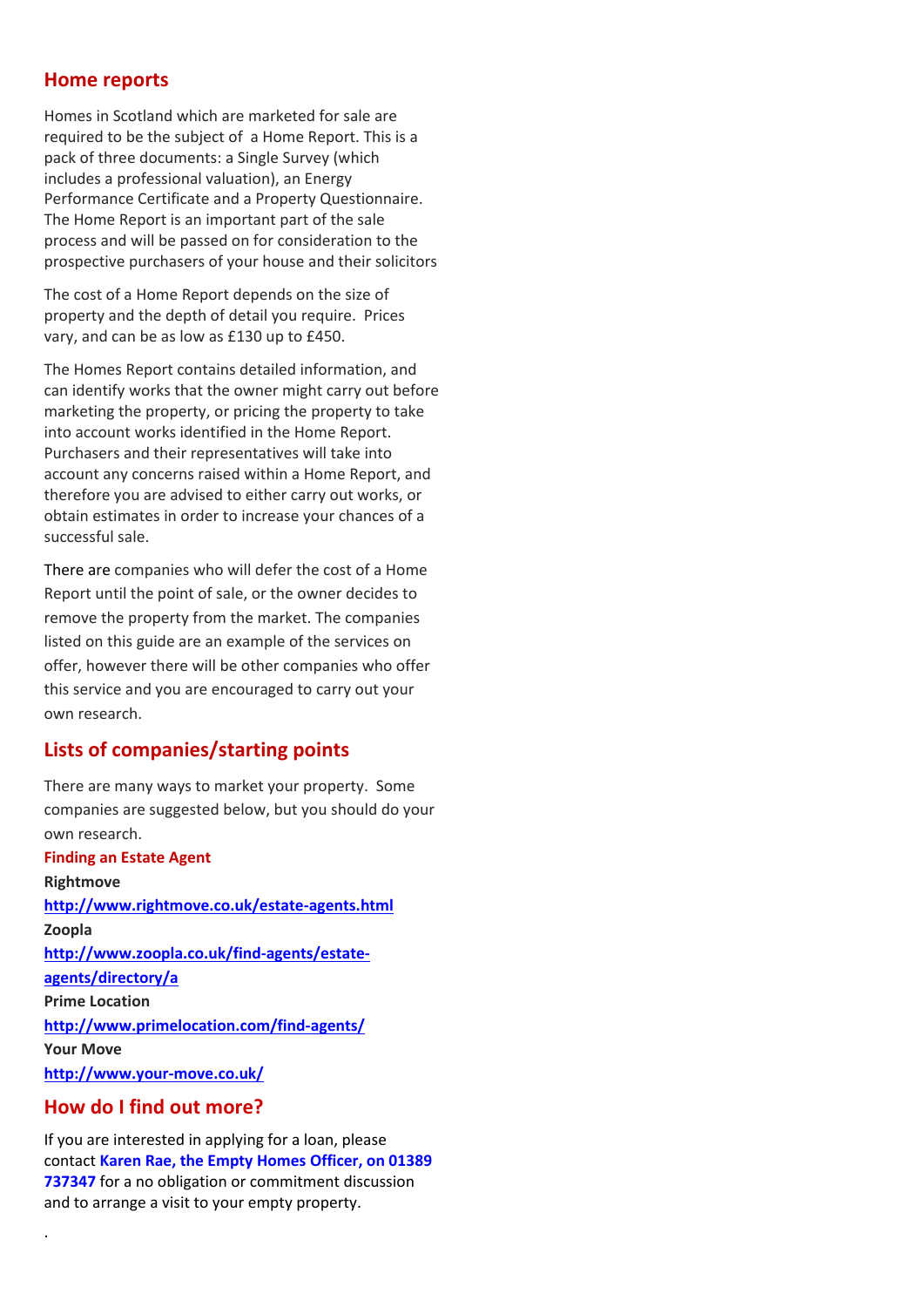## Home reports

Homes in Scotland which are marketed for sale are required to be the subject of a Home Report. This is a pack of three documents: a Single Survey (which includes a professional valuation), an Energy Performance Certificate and a Property Questionnaire. The Home Report is an important part of the sale process and will be passed on for consideration to the prospective purchasers of your house and their solicitors

The cost of a Home Report depends on the size of property and the depth of detail you require. Prices vary, and can be as low as £130 up to £450.

The Homes Report contains detailed information, and can identify works that the owner might carry out before marketing the property, or pricing the property to take into account works identified in the Home Report. Purchasers and their representatives will take into account any concerns raised within a Home Report, and therefore you are advised to either carry out works, or obtain estimates in order to increase your chances of a successful sale.

There are companies who will defer the cost of a Home Report until the point of sale, or the owner decides to remove the property from the market. The companies listed on this guide are an example of the services on offer, however there will be other companies who offer this service and you are encouraged to carry out your own research.

## Lists of companies/starting points

There are many ways to market your property. Some companies are suggested below, but you should do your own research.

### Finding an Estate Agent

**Rightmove**
**http://www.rightmove.co.uk/estate-agents.html**

**Zoopla**
**http://www.zoopla.co.uk/find-agents/estate-agents/directory/a**

**Prime Location**
**http://www.primelocation.com/find-agents/**

**Your Move**
**http://www.your-move.co.uk/**

## How do I find out more?

If you are interested in applying for a loan, please contact **Karen Rae, the Empty Homes Officer, on 01389 737347** for a no obligation or commitment discussion and to arrange a visit to your empty property.